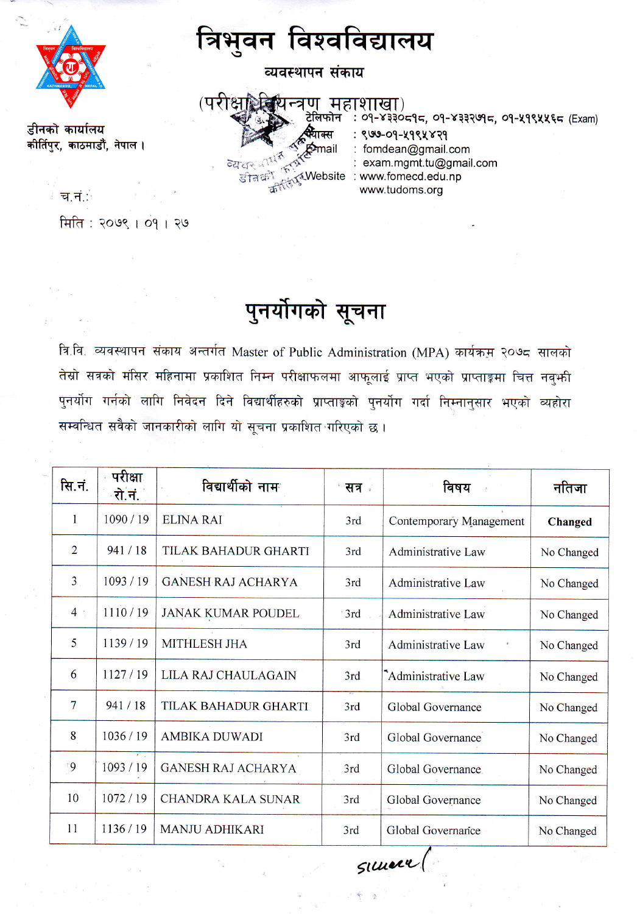# त्रिभुवन विश्वविद्यालय

## व्यवस्थापन संकाय

### (परीक्षा नियन्त्रण महाशाखा)

डीनको कार्यालय
कीर्तिपुर, काठमाडौं, नेपाल ।

टेलिफोन : ०१-४३३०८१८, ०१-४३३२७१८, ०१-५१९५५६८ (Exam)
फ्याक्स : ९७७-०१-५१९५४२१
Email : fomdean@gmail.com
: exam.mgmt.tu@gmail.com
Website : www.fomecd.edu.np
www.tudoms.org

च.नं.:

मिति : २०७९ । ०१ । २७

# पुनर्योगको सूचना

त्रि.वि. व्यवस्थापन संकाय अन्तर्गत Master of Public Administration (MPA) कार्यक्रम २०७८ सालको तेस्रो सत्रको मंसिर महिनामा प्रकाशित निम्न परीक्षाफलमा आफूलाई प्राप्त भएको प्राप्ताङ्कमा चित्त नबुझी पुनर्योग गर्नको लागि निवेदन दिने विद्यार्थीहरुको प्राप्ताङ्को पुनर्योग गर्दा निम्नानुसार भएको व्यहोरा सम्वन्धित सबैको जानकारीको लागि यो सूचना प्रकाशित गरिएको छ ।

| सि.नं. | परीक्षा रो.नं. | विद्यार्थीको नाम | सत्र | विषय | नतिजा |
|---|---|---|---|---|---|
| 1 | 1090 / 19 | ELINA RAI | 3rd | Contemporary Management | **Changed** |
| 2 | 941 / 18 | TILAK BAHADUR GHARTI | 3rd | Administrative Law | No Changed |
| 3 | 1093 / 19 | GANESH RAJ ACHARYA | 3rd | Administrative Law | No Changed |
| 4 | 1110 / 19 | JANAK KUMAR POUDEL | 3rd | Administrative Law | No Changed |
| 5 | 1139 / 19 | MITHLESH JHA | 3rd | Administrative Law | No Changed |
| 6 | 1127 / 19 | LILA RAJ CHAULAGAIN | 3rd | Administrative Law | No Changed |
| 7 | 941 / 18 | TILAK BAHADUR GHARTI | 3rd | Global Governance | No Changed |
| 8 | 1036 / 19 | AMBIKA DUWADI | 3rd | Global Governance | No Changed |
| 9 | 1093 / 19 | GANESH RAJ ACHARYA | 3rd | Global Governance | No Changed |
| 10 | 1072 / 19 | CHANDRA KALA SUNAR | 3rd | Global Governance | No Changed |
| 11 | 1136 / 19 | MANJU ADHIKARI | 3rd | Global Governance | No Changed |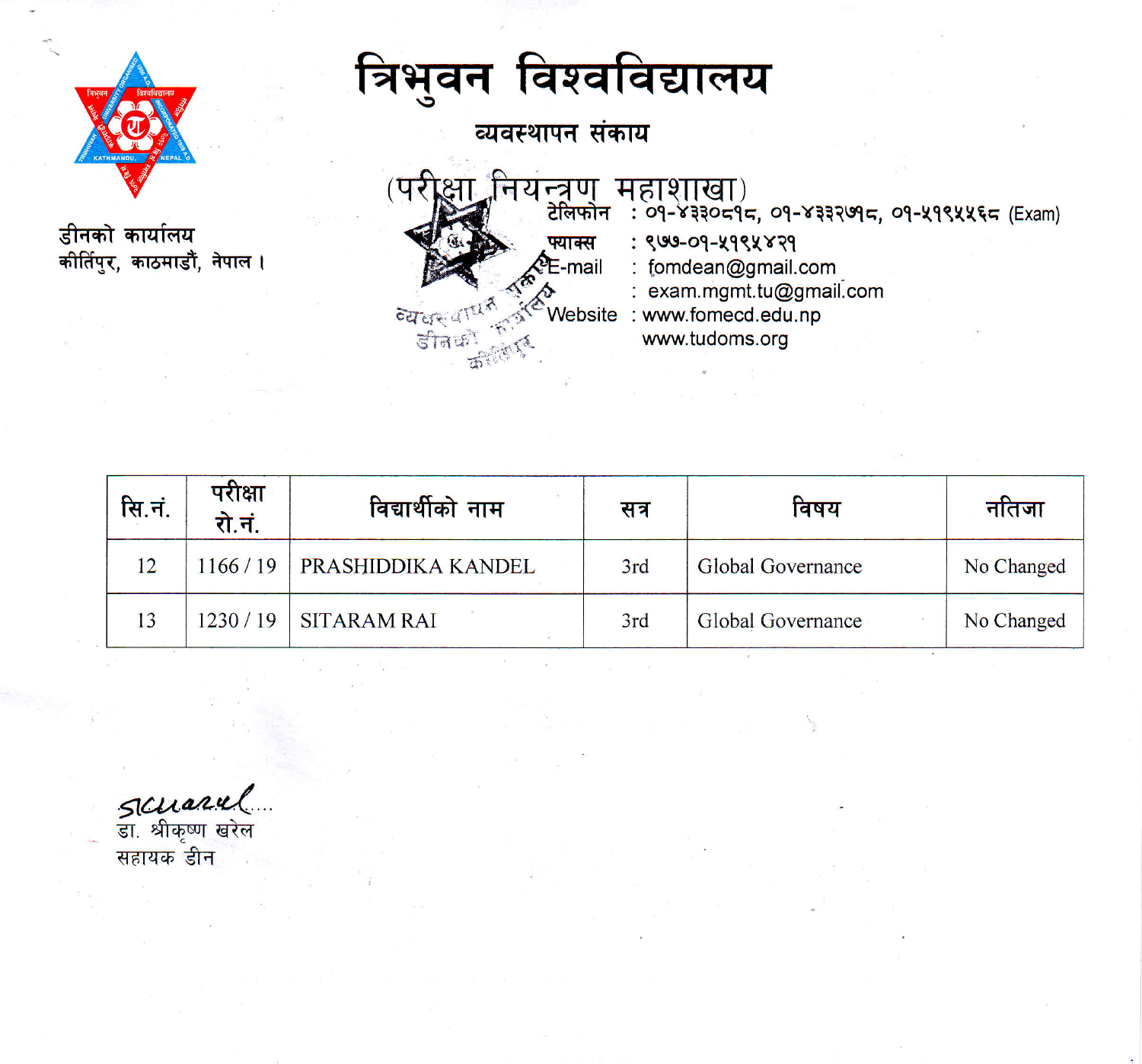# त्रिभुवन विश्वविद्यालय

## व्यवस्थापन संकाय

### (परीक्षा नियन्त्रण महाशाखा)

डीनको कार्यालय
कीर्तिपुर, काठमाडौं, नेपाल ।

टेलिफोन : ०१-४३३०८१८, ०१-४३३२७१८, ०१-५१९५५६८ (Exam)
फ्याक्स : ९७७-०१-५१९५४२१
E-mail : fomdean@gmail.com
: exam.mgmt.tu@gmail.com
Website : www.fomecd.edu.np
www.tudoms.org

| सि.नं. | परीक्षा रो.नं. | विद्यार्थीको नाम | सत्र | विषय | नतिजा |
|---|---|---|---|---|---|
| 12 | 1166 / 19 | PRASHIDDIKA KANDEL | 3rd | Global Governance | No Changed |
| 13 | 1230 / 19 | SITARAM RAI | 3rd | Global Governance | No Changed |

डा. श्रीकृष्ण खरेल
सहायक डीन